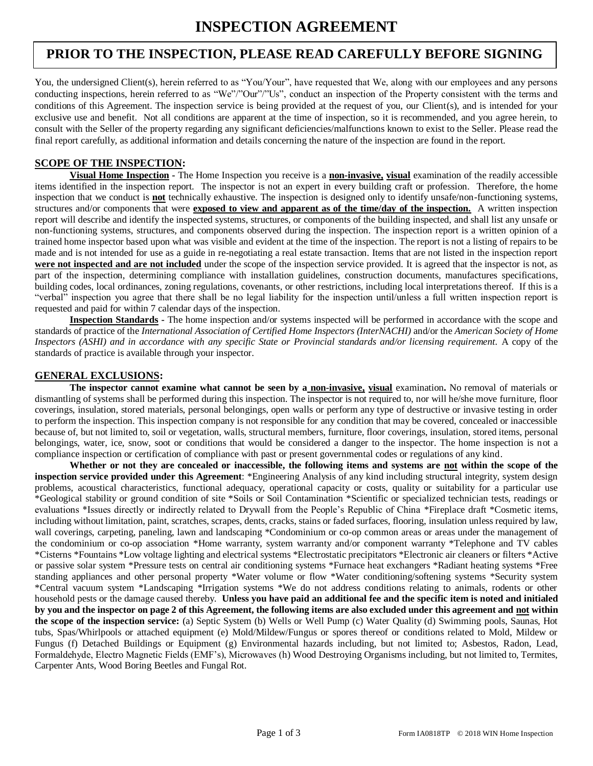# INSPECTION AGREEMENT

## PRIOR TO THE INSPECTION, PLEASE READ CAREFULLY BEFORE SIGNING

You, the undersigned Client(s), herein referred to as "You/Your", have requested that We, along with our employees and any persons conducting inspections, herein referred to as "We"/"Our"/"Us", conduct an inspection of the Property consistent with the terms and conditions of this Agreement. The inspection service is being provided at the request of you, our Client(s), and is intended for your exclusive use and benefit. Not all conditions are apparent at the time of inspection, so it is recommended, and you agree herein, to consult with the Seller of the property regarding any significant deficiencies/malfunctions known to exist to the Seller. Please read the final report carefully, as additional information and details concerning the nature of the inspection are found in the report.

### SCOPE OF THE INSPECTION:

**Visual Home Inspection** - The Home Inspection you receive is a **non-invasive, visual** examination of the readily accessible items identified in the inspection report. The inspector is not an expert in every building craft or profession. Therefore, the home inspection that we conduct is **not** technically exhaustive. The inspection is designed only to identify unsafe/non-functioning systems, structures and/or components that were **exposed to view and apparent as of the time/day of the inspection.** A written inspection report will describe and identify the inspected systems, structures, or components of the building inspected, and shall list any unsafe or non-functioning systems, structures, and components observed during the inspection. The inspection report is a written opinion of a trained home inspector based upon what was visible and evident at the time of the inspection. The report is not a listing of repairs to be made and is not intended for use as a guide in re-negotiating a real estate transaction. Items that are not listed in the inspection report **were not inspected and are not included** under the scope of the inspection service provided. It is agreed that the inspector is not, as part of the inspection, determining compliance with installation guidelines, construction documents, manufactures specifications, building codes, local ordinances, zoning regulations, covenants, or other restrictions, including local interpretations thereof. If this is a "verbal" inspection you agree that there shall be no legal liability for the inspection until/unless a full written inspection report is requested and paid for within 7 calendar days of the inspection.

**Inspection Standards** - The home inspection and/or systems inspected will be performed in accordance with the scope and standards of practice of the *International Association of Certified Home Inspectors (InterNACHI)* and/or the *American Society of Home Inspectors (ASHI) and in accordance with any specific State or Provincial standards and/or licensing requirement*. A copy of the standards of practice is available through your inspector.

### GENERAL EXCLUSIONS:

**The inspector cannot examine what cannot be seen by a non-invasive, visual** examination**.** No removal of materials or dismantling of systems shall be performed during this inspection. The inspector is not required to, nor will he/she move furniture, floor coverings, insulation, stored materials, personal belongings, open walls or perform any type of destructive or invasive testing in order to perform the inspection. This inspection company is not responsible for any condition that may be covered, concealed or inaccessible because of, but not limited to, soil or vegetation, walls, structural members, furniture, floor coverings, insulation, stored items, personal belongings, water, ice, snow, soot or conditions that would be considered a danger to the inspector. The home inspection is not a compliance inspection or certification of compliance with past or present governmental codes or regulations of any kind.

**Whether or not they are concealed or inaccessible, the following items and systems are not within the scope of the inspection service provided under this Agreement**: *Engineering Analysis of any kind including structural integrity, system design problems, acoustical characteristics, functional adequacy, operational capacity or costs, quality or suitability for a particular use *Geological stability or ground condition of site *Soils or Soil Contamination *Scientific or specialized technician tests, readings or evaluations *Issues directly or indirectly related to Drywall from the People's Republic of China *Fireplace draft *Cosmetic items, including without limitation, paint, scratches, scrapes, dents, cracks, stains or faded surfaces, flooring, insulation unless required by law, wall coverings, carpeting, paneling, lawn and landscaping *Condominium or co-op common areas or areas under the management of the condominium or co-op association *Home warranty, system warranty and/or component warranty *Telephone and TV cables *Cisterns *Fountains *Low voltage lighting and electrical systems *Electrostatic precipitators *Electronic air cleaners or filters *Active or passive solar system *Pressure tests on central air conditioning systems *Furnace heat exchangers *Radiant heating systems *Free standing appliances and other personal property *Water volume or flow *Water conditioning/softening systems *Security system *Central vacuum system *Landscaping *Irrigation systems *We do not address conditions relating to animals, rodents or other household pests or the damage caused thereby. **Unless you have paid an additional fee and the specific item is noted and initialed by you and the inspector on page 2 of this Agreement, the following items are also excluded under this agreement and not within the scope of the inspection service:** (a) Septic System (b) Wells or Well Pump (c) Water Quality (d) Swimming pools, Saunas, Hot tubs, Spas/Whirlpools or attached equipment (e) Mold/Mildew/Fungus or spores thereof or conditions related to Mold, Mildew or Fungus (f) Detached Buildings or Equipment (g) Environmental hazards including, but not limited to; Asbestos, Radon, Lead, Formaldehyde, Electro Magnetic Fields (EMF's), Microwaves (h) Wood Destroying Organisms including, but not limited to, Termites, Carpenter Ants, Wood Boring Beetles and Fungal Rot.

Form IA0818TP © 2018 WIN Home Inspection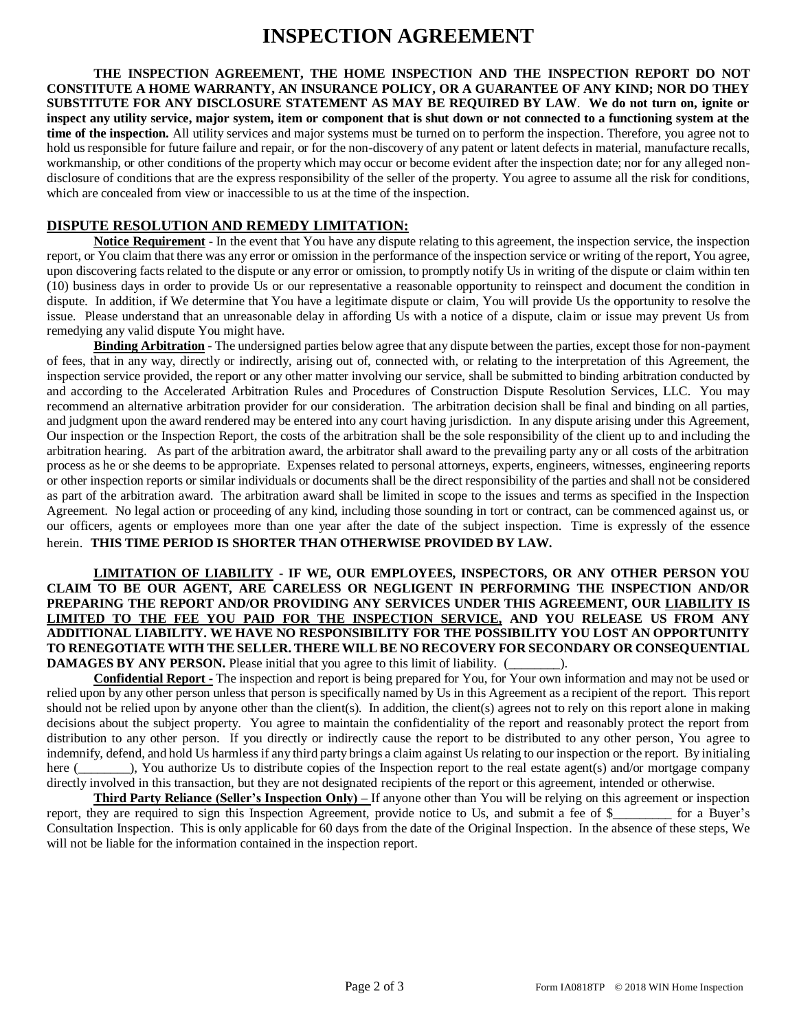# INSPECTION AGREEMENT

**THE INSPECTION AGREEMENT, THE HOME INSPECTION AND THE INSPECTION REPORT DO NOT CONSTITUTE A HOME WARRANTY, AN INSURANCE POLICY, OR A GUARANTEE OF ANY KIND; NOR DO THEY SUBSTITUTE FOR ANY DISCLOSURE STATEMENT AS MAY BE REQUIRED BY LAW**. **We do not turn on, ignite or inspect any utility service, major system, item or component that is shut down or not connected to a functioning system at the time of the inspection.** All utility services and major systems must be turned on to perform the inspection. Therefore, you agree not to hold us responsible for future failure and repair, or for the non-discovery of any patent or latent defects in material, manufacture recalls, workmanship, or other conditions of the property which may occur or become evident after the inspection date; nor for any alleged non-disclosure of conditions that are the express responsibility of the seller of the property. You agree to assume all the risk for conditions, which are concealed from view or inaccessible to us at the time of the inspection.

## DISPUTE RESOLUTION AND REMEDY LIMITATION:

**Notice Requirement** - In the event that You have any dispute relating to this agreement, the inspection service, the inspection report, or You claim that there was any error or omission in the performance of the inspection service or writing of the report, You agree, upon discovering facts related to the dispute or any error or omission, to promptly notify Us in writing of the dispute or claim within ten (10) business days in order to provide Us or our representative a reasonable opportunity to reinspect and document the condition in dispute. In addition, if We determine that You have a legitimate dispute or claim, You will provide Us the opportunity to resolve the issue. Please understand that an unreasonable delay in affording Us with a notice of a dispute, claim or issue may prevent Us from remedying any valid dispute You might have.

**Binding Arbitration** - The undersigned parties below agree that any dispute between the parties, except those for non-payment of fees, that in any way, directly or indirectly, arising out of, connected with, or relating to the interpretation of this Agreement, the inspection service provided, the report or any other matter involving our service, shall be submitted to binding arbitration conducted by and according to the Accelerated Arbitration Rules and Procedures of Construction Dispute Resolution Services, LLC. You may recommend an alternative arbitration provider for our consideration. The arbitration decision shall be final and binding on all parties, and judgment upon the award rendered may be entered into any court having jurisdiction. In any dispute arising under this Agreement, Our inspection or the Inspection Report, the costs of the arbitration shall be the sole responsibility of the client up to and including the arbitration hearing. As part of the arbitration award, the arbitrator shall award to the prevailing party any or all costs of the arbitration process as he or she deems to be appropriate. Expenses related to personal attorneys, experts, engineers, witnesses, engineering reports or other inspection reports or similar individuals or documents shall be the direct responsibility of the parties and shall not be considered as part of the arbitration award. The arbitration award shall be limited in scope to the issues and terms as specified in the Inspection Agreement. No legal action or proceeding of any kind, including those sounding in tort or contract, can be commenced against us, or our officers, agents or employees more than one year after the date of the subject inspection. Time is expressly of the essence herein. **THIS TIME PERIOD IS SHORTER THAN OTHERWISE PROVIDED BY LAW.**

**LIMITATION OF LIABILITY - IF WE, OUR EMPLOYEES, INSPECTORS, OR ANY OTHER PERSON YOU CLAIM TO BE OUR AGENT, ARE CARELESS OR NEGLIGENT IN PERFORMING THE INSPECTION AND/OR PREPARING THE REPORT AND/OR PROVIDING ANY SERVICES UNDER THIS AGREEMENT, OUR LIABILITY IS LIMITED TO THE FEE YOU PAID FOR THE INSPECTION SERVICE, AND YOU RELEASE US FROM ANY ADDITIONAL LIABILITY. WE HAVE NO RESPONSIBILITY FOR THE POSSIBILITY YOU LOST AN OPPORTUNITY TO RENEGOTIATE WITH THE SELLER. THERE WILL BE NO RECOVERY FOR SECONDARY OR CONSEQUENTIAL DAMAGES BY ANY PERSON.** Please initial that you agree to this limit of liability. (________).

**Confidential Report -** The inspection and report is being prepared for You, for Your own information and may not be used or relied upon by any other person unless that person is specifically named by Us in this Agreement as a recipient of the report. This report should not be relied upon by anyone other than the client(s). In addition, the client(s) agrees not to rely on this report alone in making decisions about the subject property. You agree to maintain the confidentiality of the report and reasonably protect the report from distribution to any other person. If you directly or indirectly cause the report to be distributed to any other person, You agree to indemnify, defend, and hold Us harmless if any third party brings a claim against Us relating to our inspection or the report. By initialing here (________), You authorize Us to distribute copies of the Inspection report to the real estate agent(s) and/or mortgage company directly involved in this transaction, but they are not designated recipients of the report or this agreement, intended or otherwise.

**Third Party Reliance (Seller's Inspection Only) –** If anyone other than You will be relying on this agreement or inspection report, they are required to sign this Inspection Agreement, provide notice to Us, and submit a fee of $_________ for a Buyer's Consultation Inspection. This is only applicable for 60 days from the date of the Original Inspection. In the absence of these steps, We will not be liable for the information contained in the inspection report.

Form IA0818TP © 2018 WIN Home Inspection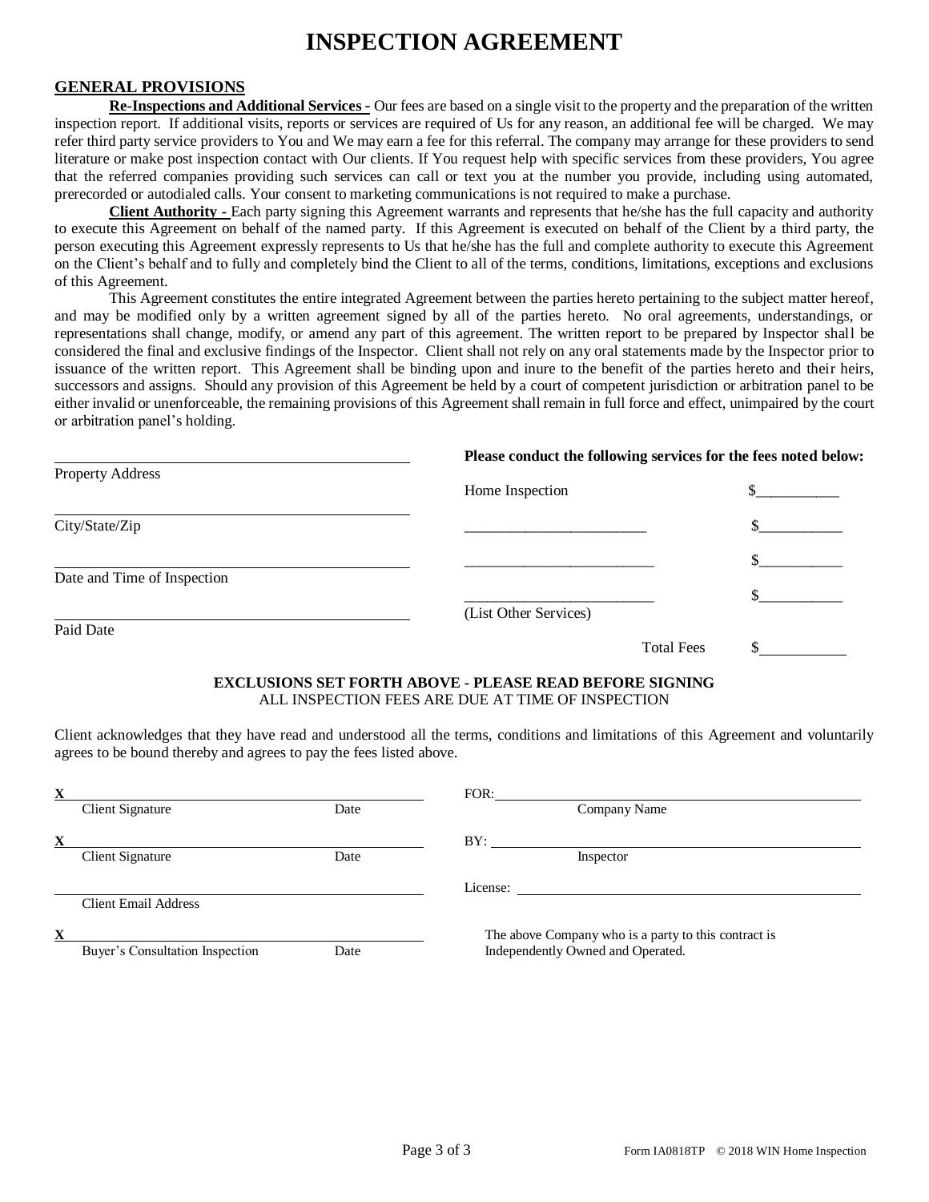# INSPECTION AGREEMENT

## GENERAL PROVISIONS

**Re-Inspections and Additional Services -** Our fees are based on a single visit to the property and the preparation of the written inspection report. If additional visits, reports or services are required of Us for any reason, an additional fee will be charged. We may refer third party service providers to You and We may earn a fee for this referral. The company may arrange for these providers to send literature or make post inspection contact with Our clients. If You request help with specific services from these providers, You agree that the referred companies providing such services can call or text you at the number you provide, including using automated, prerecorded or autodialed calls. Your consent to marketing communications is not required to make a purchase.

**Client Authority -** Each party signing this Agreement warrants and represents that he/she has the full capacity and authority to execute this Agreement on behalf of the named party. If this Agreement is executed on behalf of the Client by a third party, the person executing this Agreement expressly represents to Us that he/she has the full and complete authority to execute this Agreement on the Client's behalf and to fully and completely bind the Client to all of the terms, conditions, limitations, exceptions and exclusions of this Agreement.

This Agreement constitutes the entire integrated Agreement between the parties hereto pertaining to the subject matter hereof, and may be modified only by a written agreement signed by all of the parties hereto. No oral agreements, understandings, or representations shall change, modify, or amend any part of this agreement. The written report to be prepared by Inspector shall be considered the final and exclusive findings of the Inspector. Client shall not rely on any oral statements made by the Inspector prior to issuance of the written report. This Agreement shall be binding upon and inure to the benefit of the parties hereto and their heirs, successors and assigns. Should any provision of this Agreement be held by a court of competent jurisdiction or arbitration panel to be either invalid or unenforceable, the remaining provisions of this Agreement shall remain in full force and effect, unimpaired by the court or arbitration panel's holding.

______________________________
Property Address

______________________________
City/State/Zip

______________________________
Date and Time of Inspection

______________________________
Paid Date

**Please conduct the following services for the fees noted below:**

| | |
|---|---|
| Home Inspection | $__________ |
| ________________________ | $__________ |
| ________________________ | $__________ |
| ________________________ (List Other Services) | $__________ |
| Total Fees | $__________ |

**EXCLUSIONS SET FORTH ABOVE - PLEASE READ BEFORE SIGNING**

ALL INSPECTION FEES ARE DUE AT TIME OF INSPECTION

Client acknowledges that they have read and understood all the terms, conditions and limitations of this Agreement and voluntarily agrees to be bound thereby and agrees to pay the fees listed above.

X ______________________________
Client Signature Date

X ______________________________
Client Signature Date

______________________________
Client Email Address

X ______________________________
Buyer's Consultation Inspection Date

FOR: ______________________________
Company Name

BY: ______________________________
Inspector

License: ______________________________

The above Company who is a party to this contract is Independently Owned and Operated.

Form IA0818TP © 2018 WIN Home Inspection